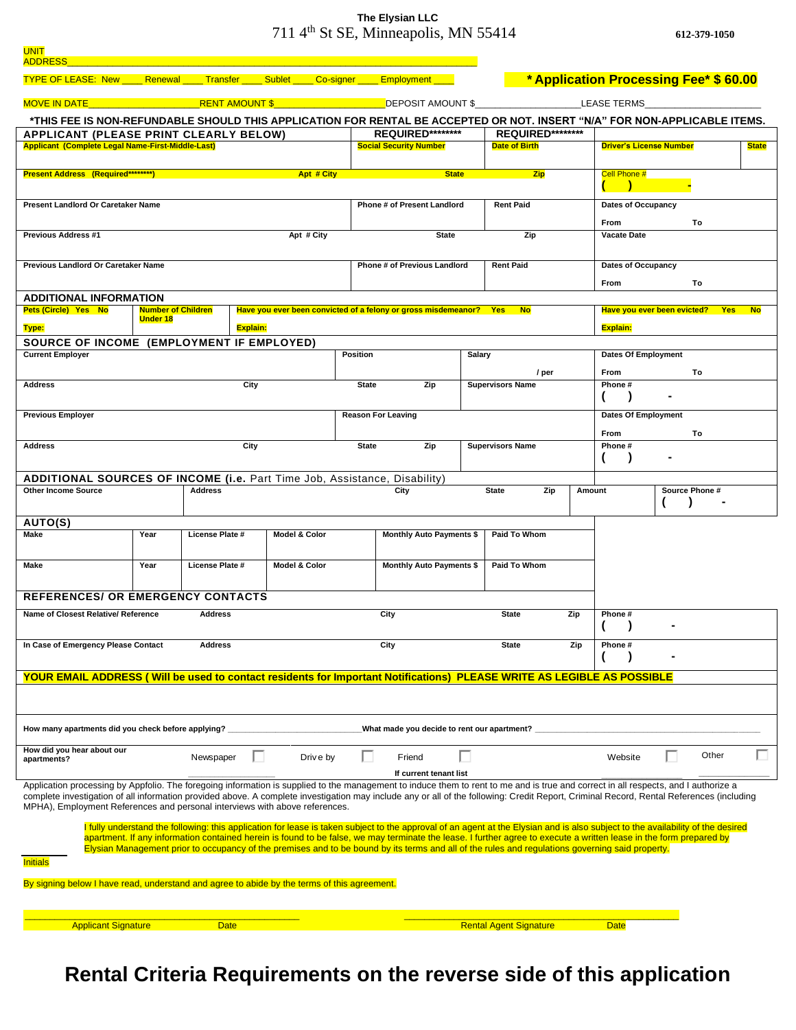**The Elysian LLC**

711 4th St SE, Minneapolis, MN 55414 612-379-1050

UNIT ADDRESS_______________________________________________

TYPE OF LEASE: New ____ Renewal ____ Transfer ____ Sublet ____ Co-signer ____ Employment ____

**\* Application Processing Fee\* $ 60.00**

MOVE IN DATE____________________ RENT AMOUNT $____________________ DEPOSIT AMOUNT $____________________ LEASE TERMS____________________

**\*THIS FEE IS NON-REFUNDABLE SHOULD THIS APPLICATION FOR RENTAL BE ACCEPTED OR NOT. INSERT "N/A" FOR NON-APPLICABLE ITEMS.**

## APPLICANT (PLEASE PRINT CLEARLY BELOW)

| Applicant (Complete Legal Name-First-Middle-Last) | | | REQUIRED\*\*\*\*\*\*\*\* Social Security Number | REQUIRED\*\*\*\*\*\*\*\* Date of Birth | Driver's License Number | State |
|---|---|---|---|---|---|---|
| Present Address (Required\*\*\*\*\*\*\*\*) | Apt # City | | State | Zip | Cell Phone # ( ) - | |
| Present Landlord Or Caretaker Name | | | Phone # of Present Landlord | Rent Paid | Dates of Occupancy From To | |
| Previous Address #1 | Apt # City | | State | Zip | Vacate Date | |
| Previous Landlord Or Caretaker Name | | | Phone # of Previous Landlord | Rent Paid | Dates of Occupancy From To | |

## ADDITIONAL INFORMATION

| Pets (Circle) Yes No Type: | Number of Children Under 18 | Have you ever been convicted of a felony or gross misdemeanor? Yes No Explain: | Have you ever been evicted? Yes No Explain: |
|---|---|---|---|

## SOURCE OF INCOME (EMPLOYMENT IF EMPLOYED)

| Current Employer | | Position | | Salary / per | Dates Of Employment From To |
|---|---|---|---|---|---|
| Address | City | State | Zip | Supervisors Name | Phone # ( ) - |
| Previous Employer | | Reason For Leaving | | | Dates Of Employment From To |
| Address | City | State | Zip | Supervisors Name | Phone # ( ) - |

## ADDITIONAL SOURCES OF INCOME (i.e. Part Time Job, Assistance, Disability)

| Other Income Source | Address | City | State | Zip | Amount | Source Phone # ( ) - |
|---|---|---|---|---|---|---|
| | | | | | | |

## AUTO(S)

| Make | Year | License Plate # | Model & Color | Monthly Auto Payments $ | Paid To Whom |
|---|---|---|---|---|---|
| Make | Year | License Plate # | Model & Color | Monthly Auto Payments $ | Paid To Whom |

## REFERENCES/ OR EMERGENCY CONTACTS

| Name of Closest Relative/ Reference | Address | City | State | Zip | Phone # ( ) - |
|---|---|---|---|---|---|
| In Case of Emergency Please Contact | Address | City | State | Zip | Phone # ( ) - |

**YOUR EMAIL ADDRESS ( Will be used to contact residents for Important Notifications) PLEASE WRITE AS LEGIBLE AS POSSIBLE**

How many apartments did you check before applying? ____________________ What made you decide to rent our apartment? ____________________

How did you hear about our apartments? Newspaper ☐ Drive by ☐ Friend ☐ Website ☐ Other ☐

If current tenant list

Application processing by Appfolio. The foregoing information is supplied to the management to induce them to rent to me and is true and correct in all respects, and I authorize a complete investigation of all information provided above. A complete investigation may include any or all of the following: Credit Report, Criminal Record, Rental References (including MPHA), Employment References and personal interviews with above references.

I fully understand the following: this application for lease is taken subject to the approval of an agent at the Elysian and is also subject to the availability of the desired apartment. If any information contained herein is found to be false, we may terminate the lease. I further agree to execute a written lease in the form prepared by Elysian Management prior to occupancy of the premises and to be bound by its terms and all of the rules and regulations governing said property.

________ Initials

By signing below I have read, understand and agree to abide by the terms of this agreement.

______________________________________ ______________________________________

Applicant Signature Date Rental Agent Signature Date

# Rental Criteria Requirements on the reverse side of this application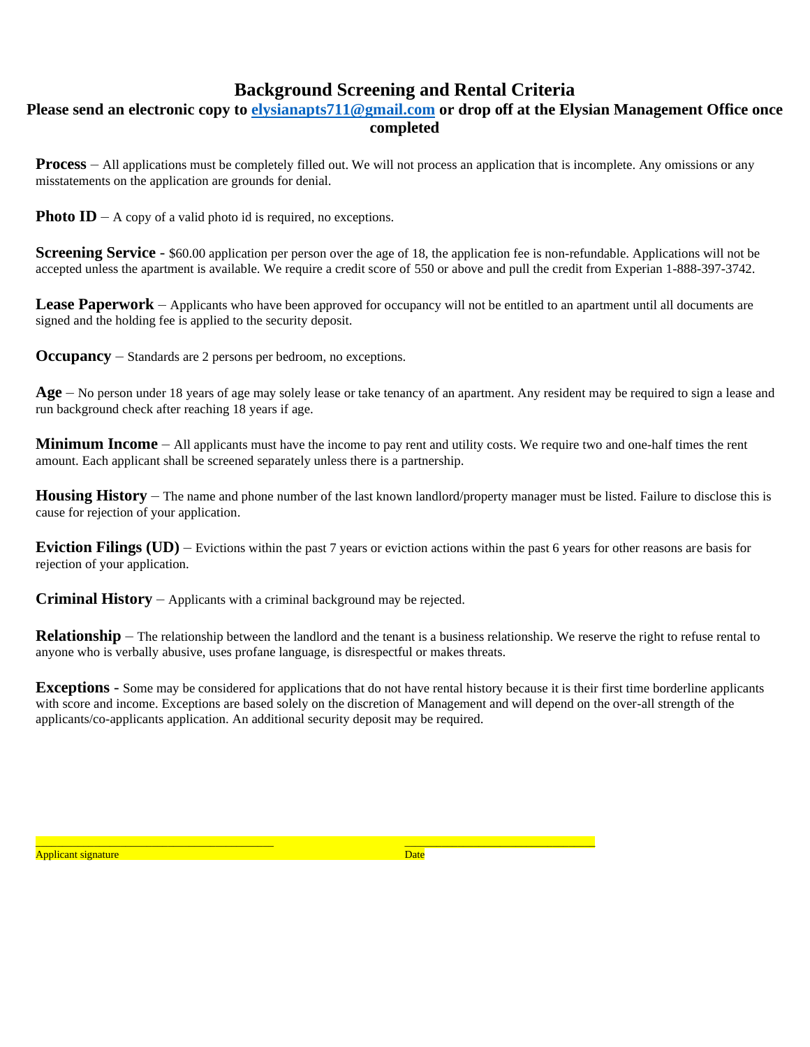# Background Screening and Rental Criteria

**Please send an electronic copy to [elysianapts711@gmail.com](mailto:elysianapts711@gmail.com) or drop off at the Elysian Management Office once completed**

**Process** – All applications must be completely filled out. We will not process an application that is incomplete. Any omissions or any misstatements on the application are grounds for denial.

**Photo ID** – A copy of a valid photo id is required, no exceptions.

**Screening Service -** $60.00 application per person over the age of 18, the application fee is non-refundable. Applications will not be accepted unless the apartment is available. We require a credit score of 550 or above and pull the credit from Experian 1-888-397-3742.

**Lease Paperwork** – Applicants who have been approved for occupancy will not be entitled to an apartment until all documents are signed and the holding fee is applied to the security deposit.

**Occupancy** – Standards are 2 persons per bedroom, no exceptions.

**Age** – No person under 18 years of age may solely lease or take tenancy of an apartment. Any resident may be required to sign a lease and run background check after reaching 18 years if age.

**Minimum Income** – All applicants must have the income to pay rent and utility costs. We require two and one-half times the rent amount. Each applicant shall be screened separately unless there is a partnership.

**Housing History** – The name and phone number of the last known landlord/property manager must be listed. Failure to disclose this is cause for rejection of your application.

**Eviction Filings (UD)** – Evictions within the past 7 years or eviction actions within the past 6 years for other reasons are basis for rejection of your application.

**Criminal History** – Applicants with a criminal background may be rejected.

**Relationship** – The relationship between the landlord and the tenant is a business relationship. We reserve the right to refuse rental to anyone who is verbally abusive, uses profane language, is disrespectful or makes threats.

**Exceptions -** Some may be considered for applications that do not have rental history because it is their first time borderline applicants with score and income. Exceptions are based solely on the discretion of Management and will depend on the over-all strength of the applicants/co-applicants application. An additional security deposit may be required.

\_\_\_\_\_\_\_\_\_\_\_\_\_\_\_\_\_\_\_\_\_\_\_\_\_\_\_\_\_\_\_\_\_\_\_\_\_\_\_\_
Applicant signature

\_\_\_\_\_\_\_\_\_\_\_\_\_\_\_\_\_\_\_\_\_\_\_\_\_\_\_\_\_\_\_\_\_\_\_\_
Date